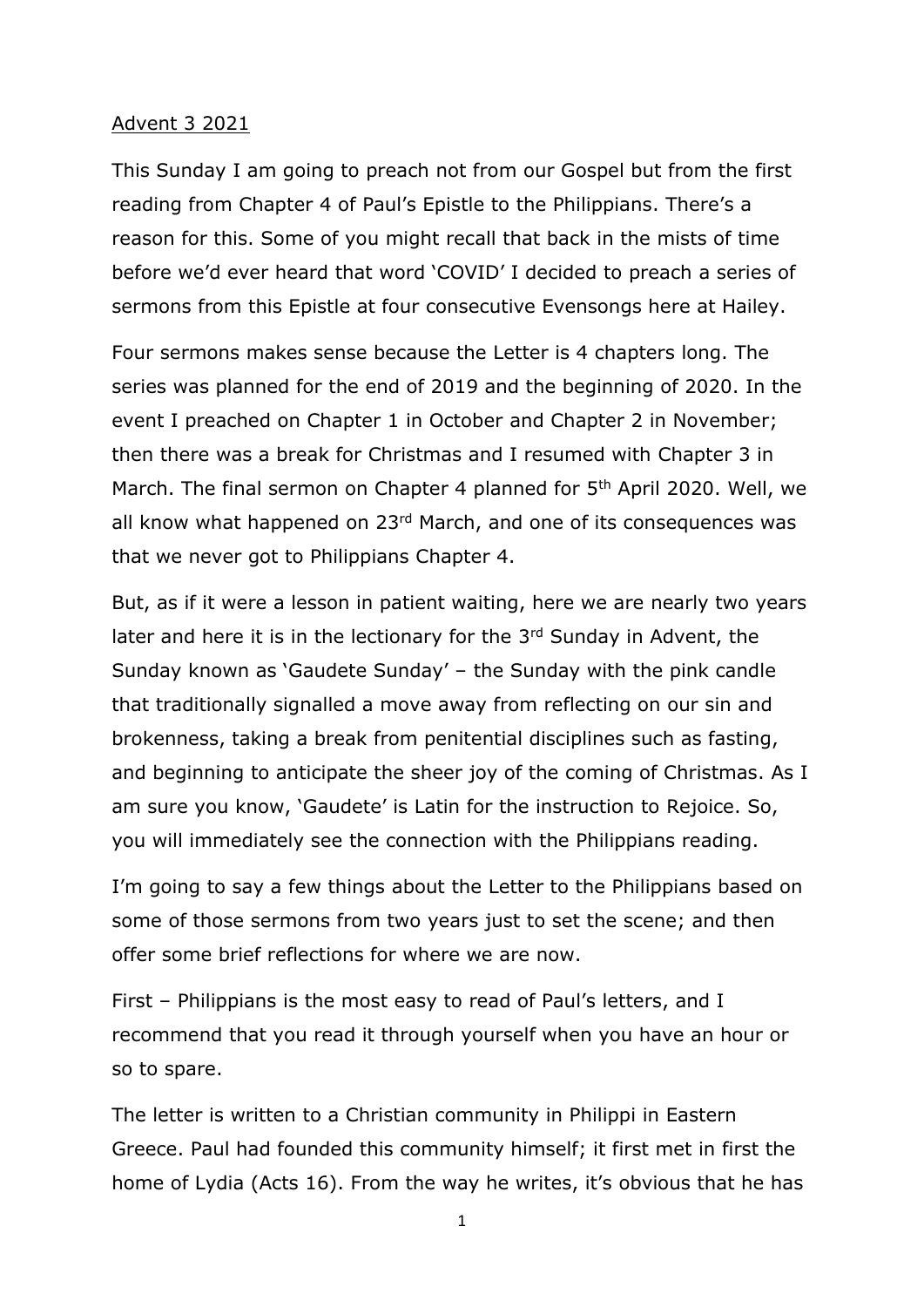Advent 3 2021

This Sunday I am going to preach not from our Gospel but from the first reading from Chapter 4 of Paul's Epistle to the Philippians. There's a reason for this. Some of you might recall that back in the mists of time before we'd ever heard that word 'COVID' I decided to preach a series of sermons from this Epistle at four consecutive Evensongs here at Hailey.

Four sermons makes sense because the Letter is 4 chapters long. The series was planned for the end of 2019 and the beginning of 2020. In the event I preached on Chapter 1 in October and Chapter 2 in November; then there was a break for Christmas and I resumed with Chapter 3 in March. The final sermon on Chapter 4 planned for 5th April 2020. Well, we all know what happened on 23rd March, and one of its consequences was that we never got to Philippians Chapter 4.

But, as if it were a lesson in patient waiting, here we are nearly two years later and here it is in the lectionary for the 3rd Sunday in Advent, the Sunday known as 'Gaudete Sunday' – the Sunday with the pink candle that traditionally signalled a move away from reflecting on our sin and brokenness, taking a break from penitential disciplines such as fasting, and beginning to anticipate the sheer joy of the coming of Christmas. As I am sure you know, 'Gaudete' is Latin for the instruction to Rejoice. So, you will immediately see the connection with the Philippians reading.

I'm going to say a few things about the Letter to the Philippians based on some of those sermons from two years just to set the scene; and then offer some brief reflections for where we are now.

First – Philippians is the most easy to read of Paul's letters, and I recommend that you read it through yourself when you have an hour or so to spare.

The letter is written to a Christian community in Philippi in Eastern Greece. Paul had founded this community himself; it first met in first the home of Lydia (Acts 16). From the way he writes, it's obvious that he has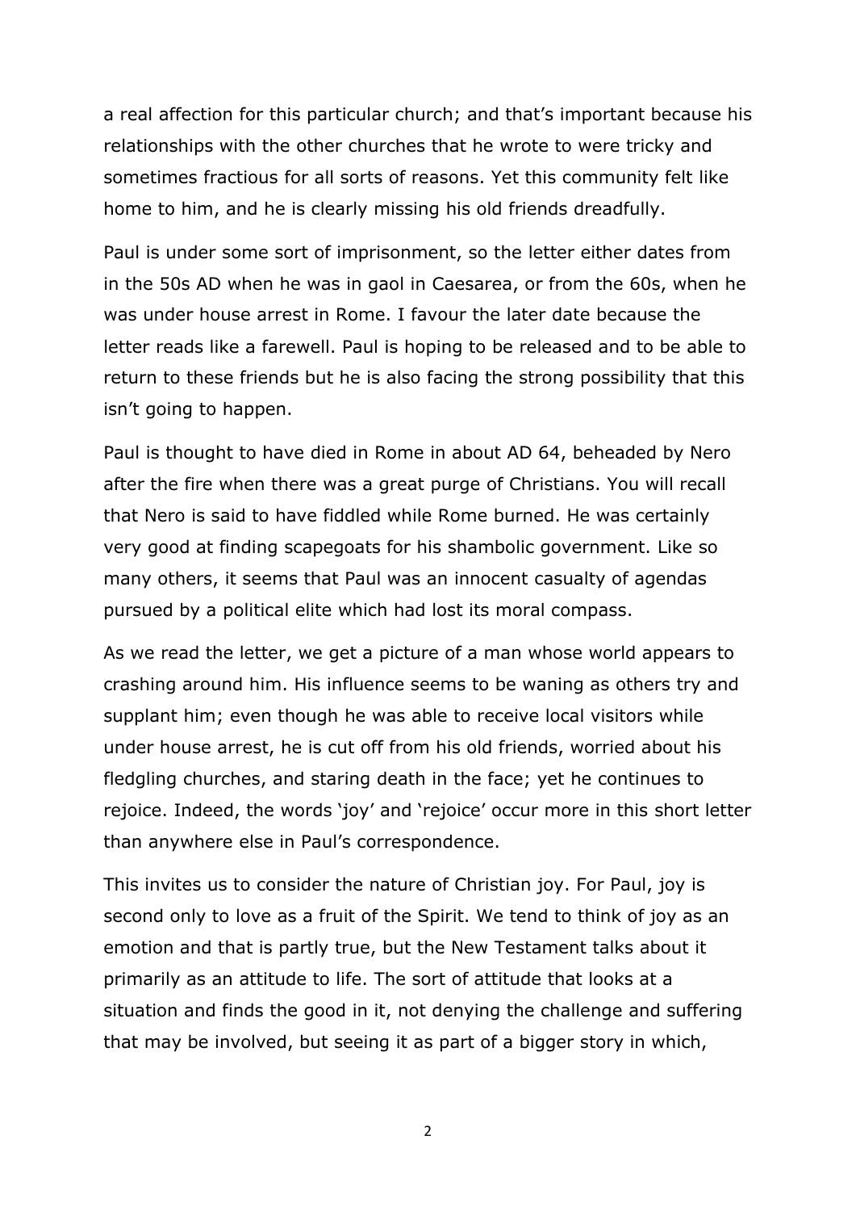a real affection for this particular church; and that's important because his relationships with the other churches that he wrote to were tricky and sometimes fractious for all sorts of reasons. Yet this community felt like home to him, and he is clearly missing his old friends dreadfully.

Paul is under some sort of imprisonment, so the letter either dates from in the 50s AD when he was in gaol in Caesarea, or from the 60s, when he was under house arrest in Rome. I favour the later date because the letter reads like a farewell. Paul is hoping to be released and to be able to return to these friends but he is also facing the strong possibility that this isn't going to happen.

Paul is thought to have died in Rome in about AD 64, beheaded by Nero after the fire when there was a great purge of Christians. You will recall that Nero is said to have fiddled while Rome burned. He was certainly very good at finding scapegoats for his shambolic government. Like so many others, it seems that Paul was an innocent casualty of agendas pursued by a political elite which had lost its moral compass.

As we read the letter, we get a picture of a man whose world appears to crashing around him. His influence seems to be waning as others try and supplant him; even though he was able to receive local visitors while under house arrest, he is cut off from his old friends, worried about his fledgling churches, and staring death in the face; yet he continues to rejoice. Indeed, the words 'joy' and 'rejoice' occur more in this short letter than anywhere else in Paul's correspondence.

This invites us to consider the nature of Christian joy. For Paul, joy is second only to love as a fruit of the Spirit. We tend to think of joy as an emotion and that is partly true, but the New Testament talks about it primarily as an attitude to life. The sort of attitude that looks at a situation and finds the good in it, not denying the challenge and suffering that may be involved, but seeing it as part of a bigger story in which,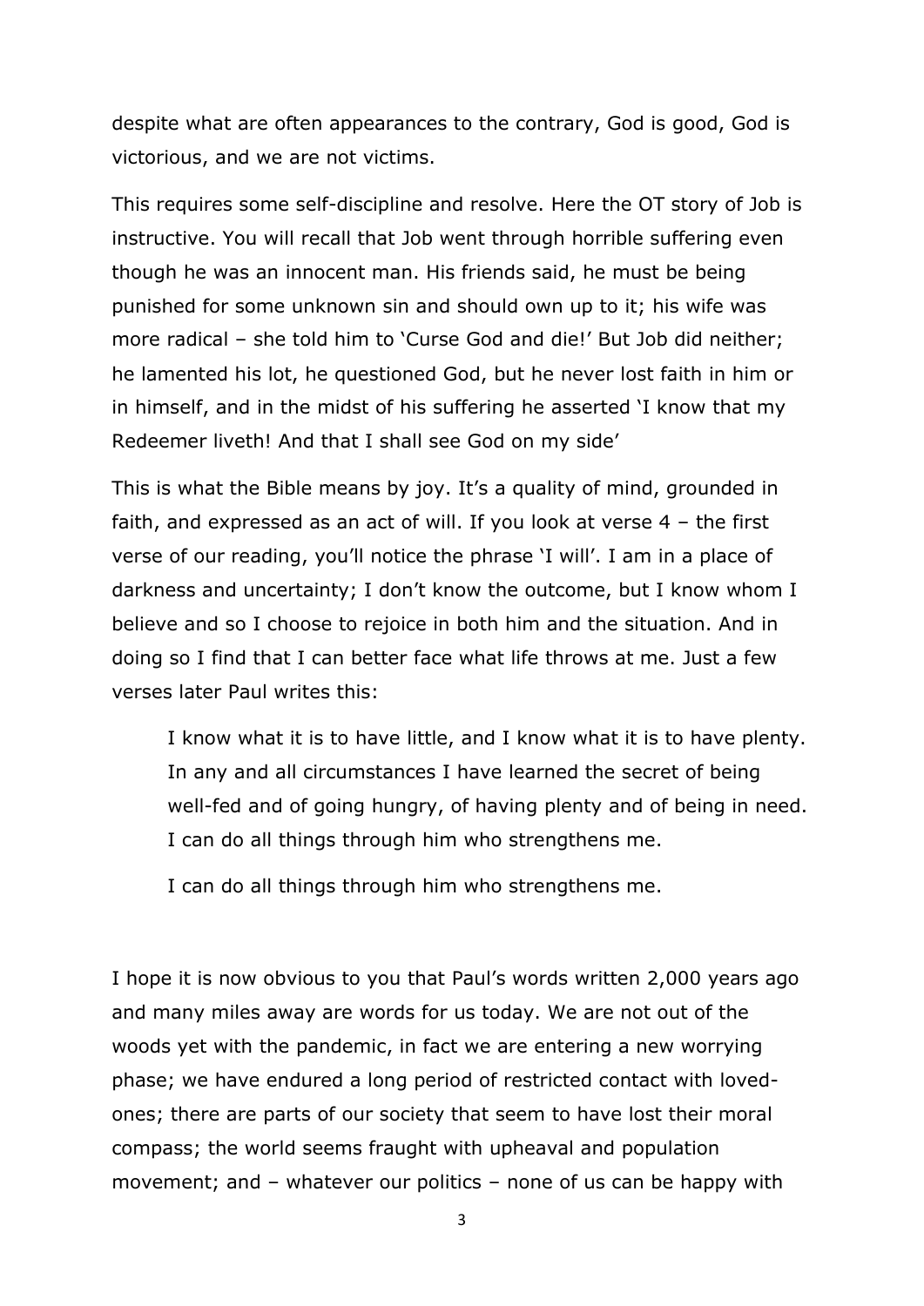despite what are often appearances to the contrary, God is good, God is victorious, and we are not victims.

This requires some self-discipline and resolve. Here the OT story of Job is instructive. You will recall that Job went through horrible suffering even though he was an innocent man. His friends said, he must be being punished for some unknown sin and should own up to it; his wife was more radical – she told him to 'Curse God and die!' But Job did neither; he lamented his lot, he questioned God, but he never lost faith in him or in himself, and in the midst of his suffering he asserted 'I know that my Redeemer liveth! And that I shall see God on my side'

This is what the Bible means by joy. It's a quality of mind, grounded in faith, and expressed as an act of will. If you look at verse 4 – the first verse of our reading, you'll notice the phrase 'I will'. I am in a place of darkness and uncertainty; I don't know the outcome, but I know whom I believe and so I choose to rejoice in both him and the situation. And in doing so I find that I can better face what life throws at me. Just a few verses later Paul writes this:

> I know what it is to have little, and I know what it is to have plenty. In any and all circumstances I have learned the secret of being well-fed and of going hungry, of having plenty and of being in need. I can do all things through him who strengthens me.
>
> I can do all things through him who strengthens me.

I hope it is now obvious to you that Paul's words written 2,000 years ago and many miles away are words for us today. We are not out of the woods yet with the pandemic, in fact we are entering a new worrying phase; we have endured a long period of restricted contact with loved-ones; there are parts of our society that seem to have lost their moral compass; the world seems fraught with upheaval and population movement; and – whatever our politics – none of us can be happy with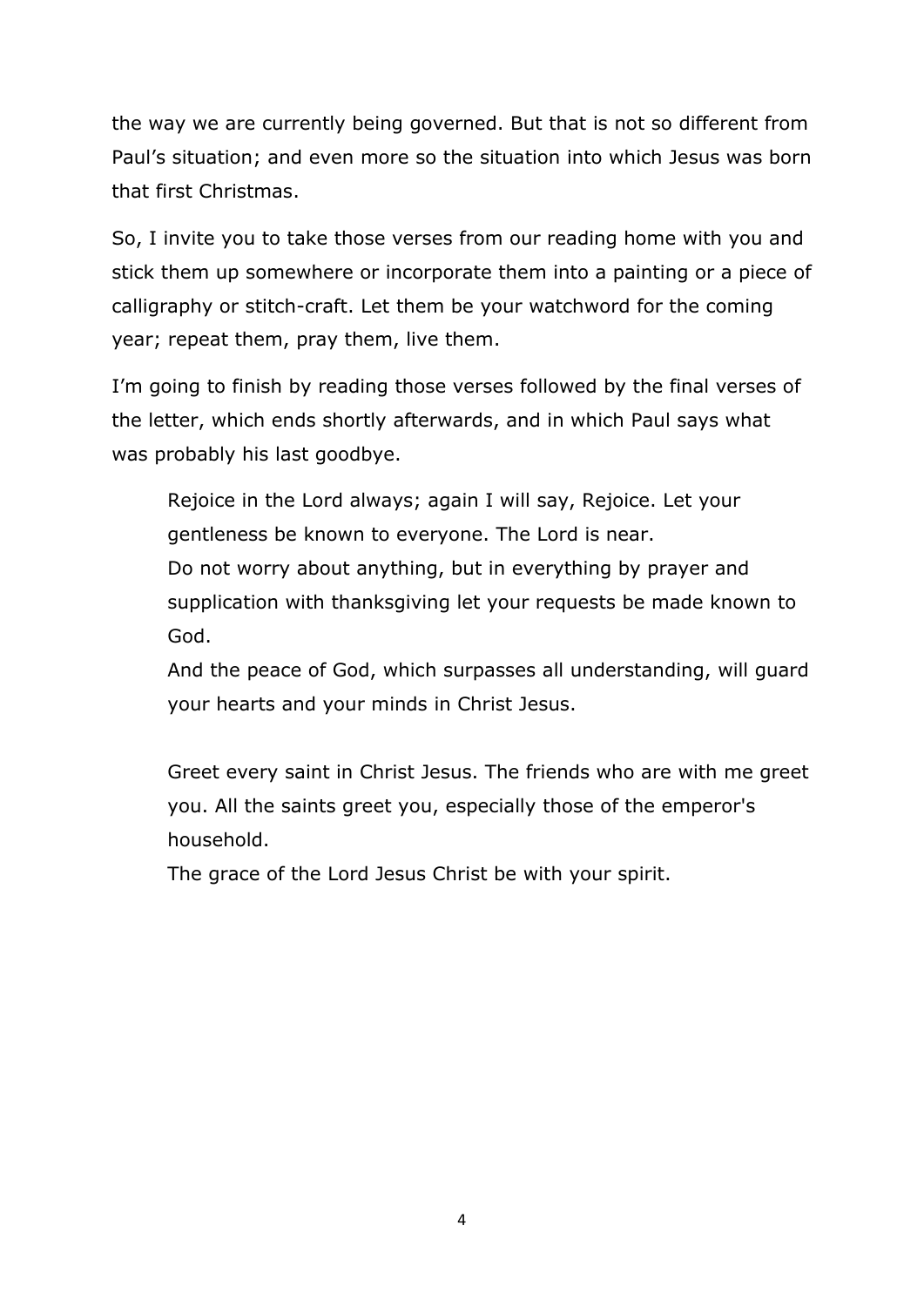the way we are currently being governed. But that is not so different from Paul's situation; and even more so the situation into which Jesus was born that first Christmas.

So, I invite you to take those verses from our reading home with you and stick them up somewhere or incorporate them into a painting or a piece of calligraphy or stitch-craft. Let them be your watchword for the coming year; repeat them, pray them, live them.

I'm going to finish by reading those verses followed by the final verses of the letter, which ends shortly afterwards, and in which Paul says what was probably his last goodbye.

> Rejoice in the Lord always; again I will say, Rejoice. Let your gentleness be known to everyone. The Lord is near.
> Do not worry about anything, but in everything by prayer and supplication with thanksgiving let your requests be made known to God.
> And the peace of God, which surpasses all understanding, will guard your hearts and your minds in Christ Jesus.
>
> Greet every saint in Christ Jesus. The friends who are with me greet you. All the saints greet you, especially those of the emperor's household.
> The grace of the Lord Jesus Christ be with your spirit.